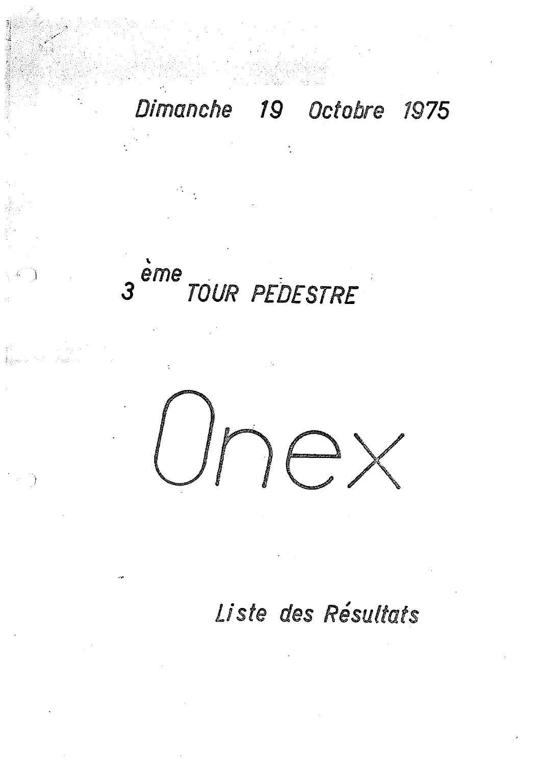*Dimanche 19 Octobre 1975*

# 3ème TOUR PEDESTRE

# Onex

*Liste des Résultats*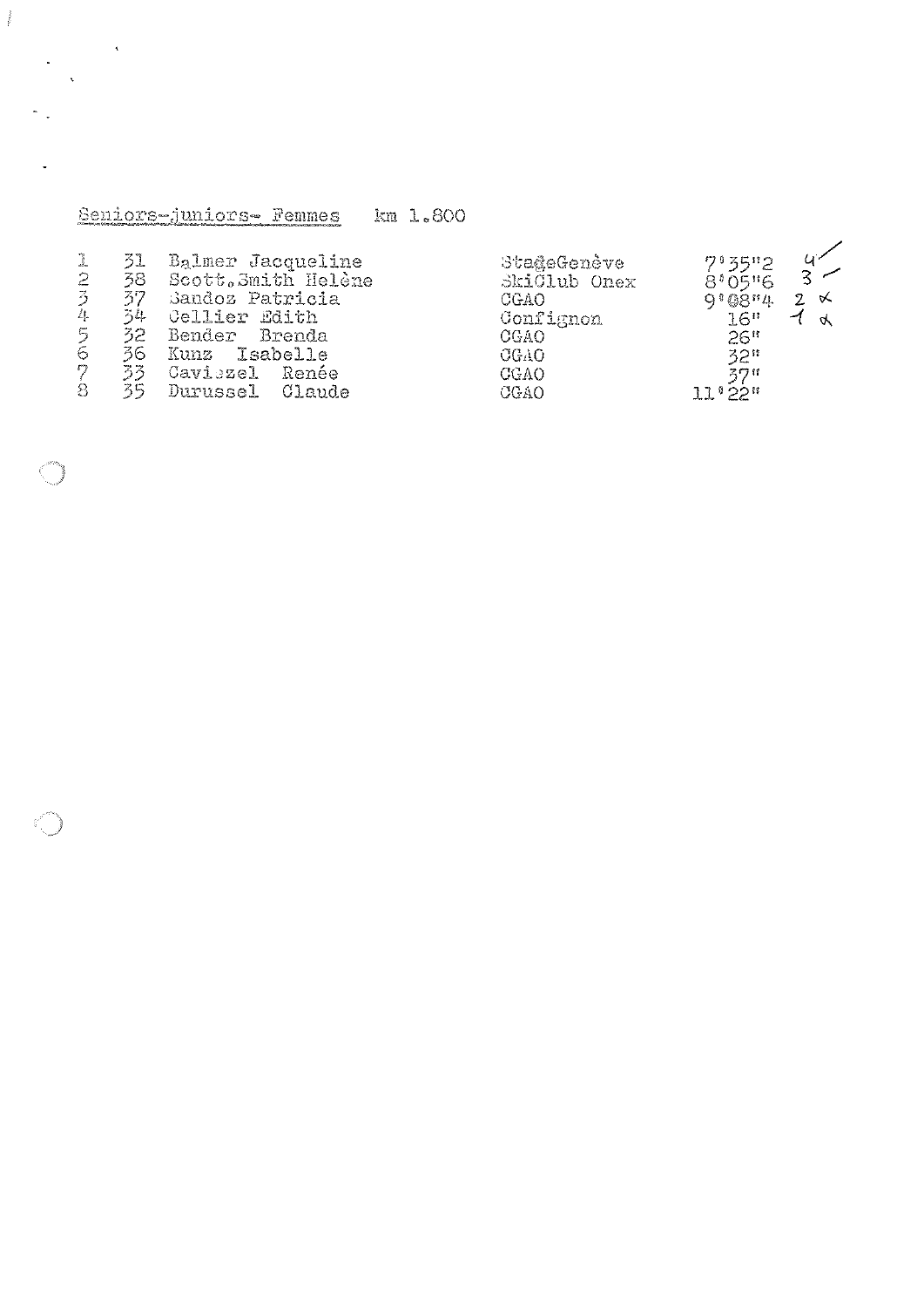Seniors-juniors- Femmes    km 1.800

| | | | | | |
|---|---|---|---|---|---|
| 1 | 31 | Balmer Jacqueline | StadeGenève | 7'35"2 | 4 |
| 2 | 38 | Scott.Smith Helène | SkiClub Onex | 8'05"6 | 3 |
| 3 | 37 | Sandoz Patricia | CGAO | 9'08"4 | 2 |
| 4 | 34 | Cellier Edith | Confignon | 16" | 1 |
| 5 | 32 | Bender Brenda | CGAO | 26" | |
| 6 | 36 | Kunz Isabelle | CGAO | 32" | |
| 7 | 33 | Caviezel Renée | CGAO | 37" | |
| 8 | 35 | Durussel Claude | CGAO | 11'22" | |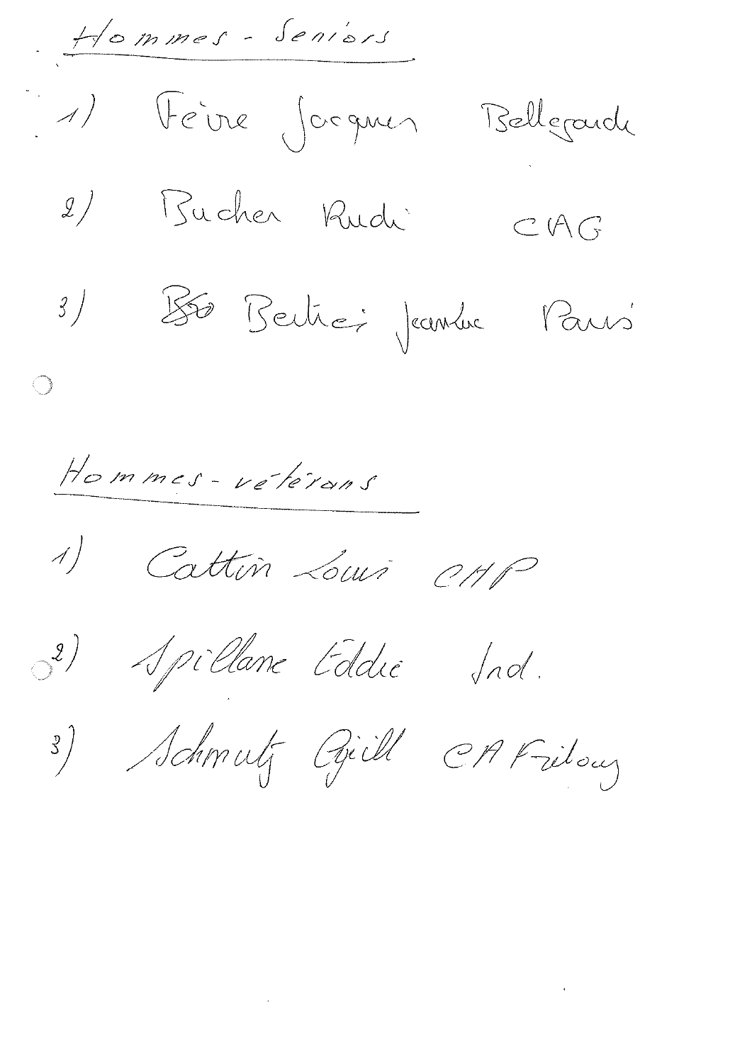## Hommes - Seniors

1) Feivre Jacques Bellegarde
2) Bucher Rudi CAG
3) ~~BS~~ Bertieri Jeanluc Paris

## Hommes - vétérans

1) Cattin Louis CHP
2) Spillane Eddie Ind.
3) Schmutz Cyrill CA Fribourg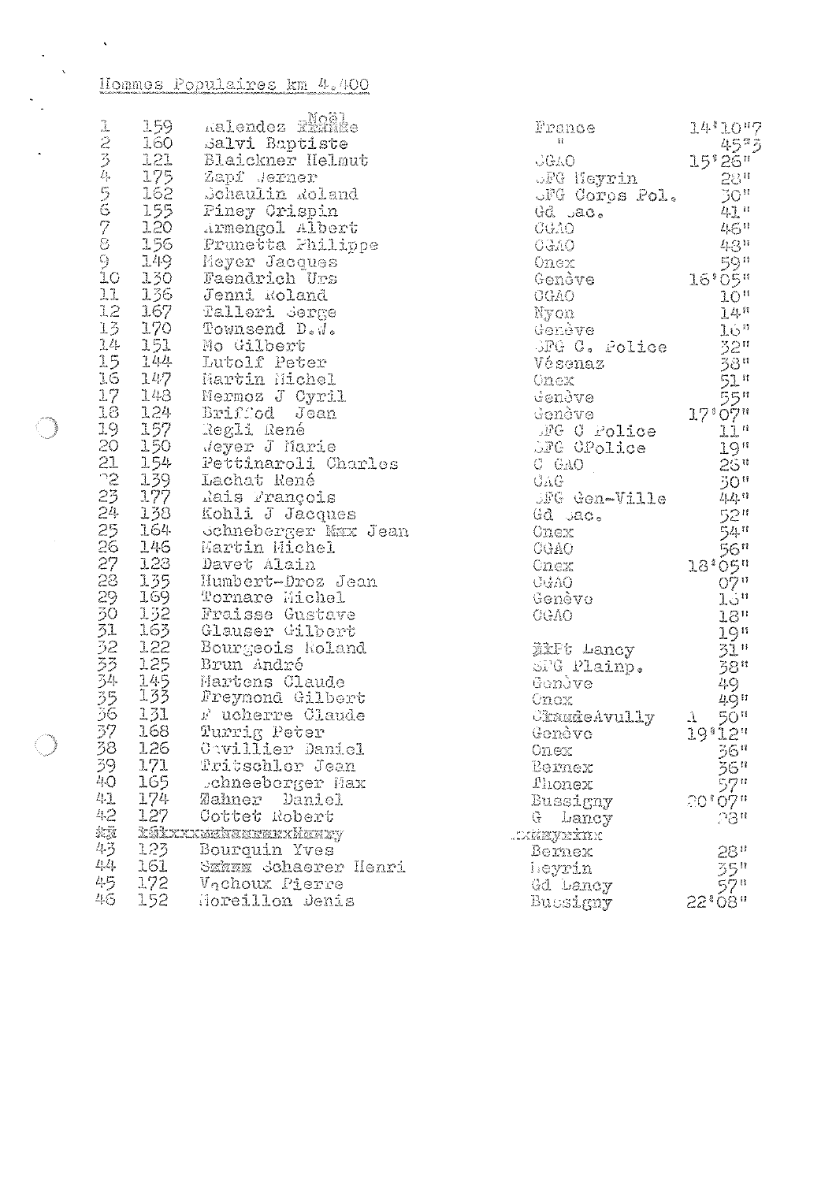Hommes Populaires km 4.400

| | | | | |
|---|---|---|---|---|
| 1 | 159 | Malendez Noël | France | 14'10"7 |
| 2 | 160 | Salvi Baptiste | " | 45"3 |
| 3 | 121 | Blaickner Helmut | CGAO | 15'26" |
| 4 | 175 | Zapf Werner | SFG Meyrin | 28" |
| 5 | 162 | Schaulin Roland | SFG Corps Pol. | 30" |
| 6 | 155 | Piney Crispin | Gd Sac. | 41" |
| 7 | 120 | Armengol Albert | CGAO | 46" |
| 8 | 156 | Prunetta Philippe | CGAO | 48" |
| 9 | 149 | Meyer Jacques | Onex | 59" |
| 10 | 130 | Faendrich Urs | Genève | 16'05" |
| 11 | 136 | Jenni Roland | CGAO | 10" |
| 12 | 167 | Talleri Serge | Nyon | 14" |
| 13 | 170 | Townsend D.W. | Genève | 16" |
| 14 | 151 | Mo Gilbert | SFG C. Police | 32" |
| 15 | 144 | Lutolf Peter | Vésenaz | 38" |
| 16 | 147 | Martin Michel | Onex | 51" |
| 17 | 148 | Mermoz J Cyril | Genève | 55" |
| 18 | 124 | Briffod Jean | Genève | 17'07" |
| 19 | 157 | Regli René | SFG C Police | 11" |
| 20 | 150 | Weyer J Marie | SFG CPolice | 19" |
| 21 | 154 | Pettinaroli Charles | C GAO | 26" |
| 22 | 139 | Lachat René | CAG | 30" |
| 23 | 177 | Rais François | SFG Gen-Ville | 44" |
| 24 | 138 | Kohli J Jacques | Gd Sac. | 52" |
| 25 | 164 | Schneberger Max Jean | Onex | 54" |
| 26 | 146 | Martin Michel | CGAO | 56" |
| 27 | 128 | Davet Alain | Onex | 18'05" |
| 28 | 135 | Humbert-Droz Jean | CGAO | 07" |
| 29 | 169 | Tornare Michel | Genève | 15" |
| 30 | 132 | Fraisse Gustave | CGAO | 18" |
| 31 | 163 | Glauser Gilbert | | 19" |
| 32 | 122 | Bourgeois Roland | Lancy | 31" |
| 33 | 125 | Brun André | SFG Plainp. | 38" |
| 34 | 145 | Martens Claude | Genève | 49 |
| 35 | 133 | Freymond Gilbert | Onex | 49" |
| 36 | 131 | Foucherre Claude | Avully | 1 50" |
| 37 | 168 | Turrig Peter | Genève | 19'12" |
| 38 | 126 | Cuvillier Daniel | Onex | 36" |
| 39 | 171 | Tritschler Jean | Bernex | 36" |
| 40 | 165 | Schneeberger Max | Thonex | 57" |
| 41 | 174 | Zahner Daniel | Bussigny | 20'07" |
| 42 | 127 | Cottet Robert | G Lancy | 28" |
| 43 | 123 | Bourquin Yves | Bernex | 28" |
| 44 | 161 | Schaerer Henri | Meyrin | 35" |
| 45 | 172 | Vachoux Pierre | Gd Lancy | 57" |
| 46 | 152 | Moreillon Denis | Bussigny | 22'08" |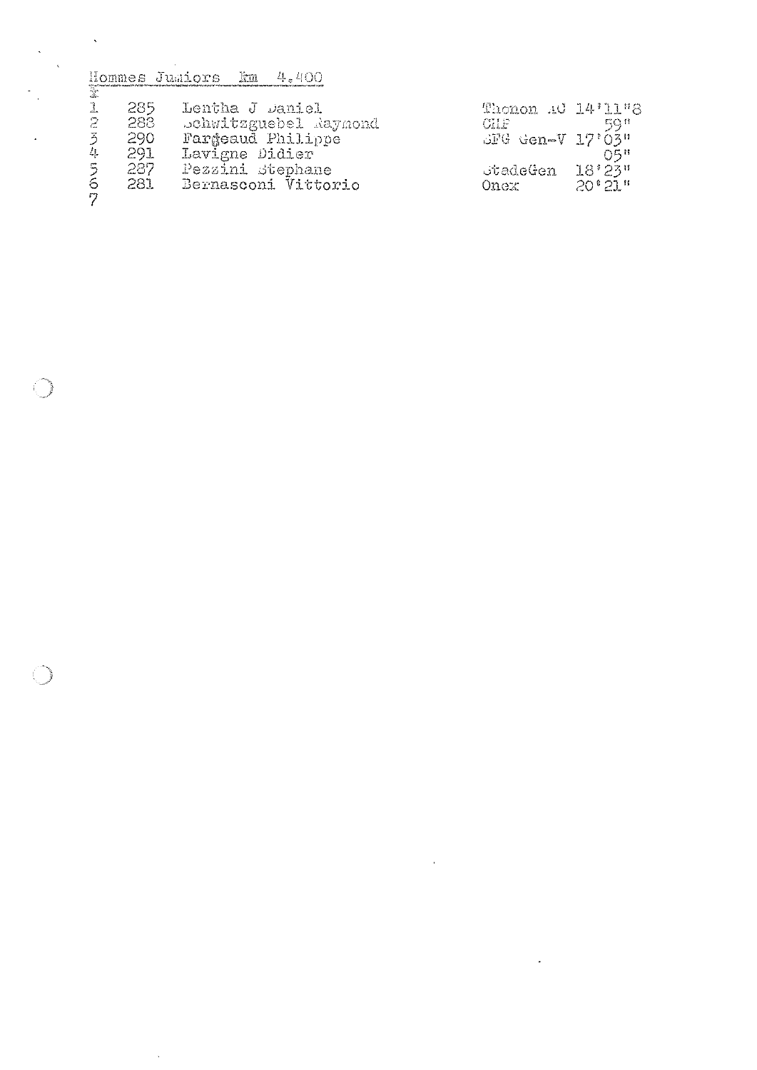## Hommes Juniors Km 4.400

| | | | | |
|---|---|---|---|---|
| 1 | 285 | Lentha J Daniel | Thonon AC | 14'11"8 |
| 2 | 288 | Schwitzguebel Raymond | CHP | 59" |
| 3 | 290 | Fargeaud Philippe | SFG Gen-V | 17'03" |
| 4 | 291 | Lavigne Didier | | 05" |
| 5 | 287 | Pezzini Stephane | StadeGen | 18'23" |
| 6 | 281 | Bernasconi Vittorio | Onex | 20'21" |
| 7 | | | | |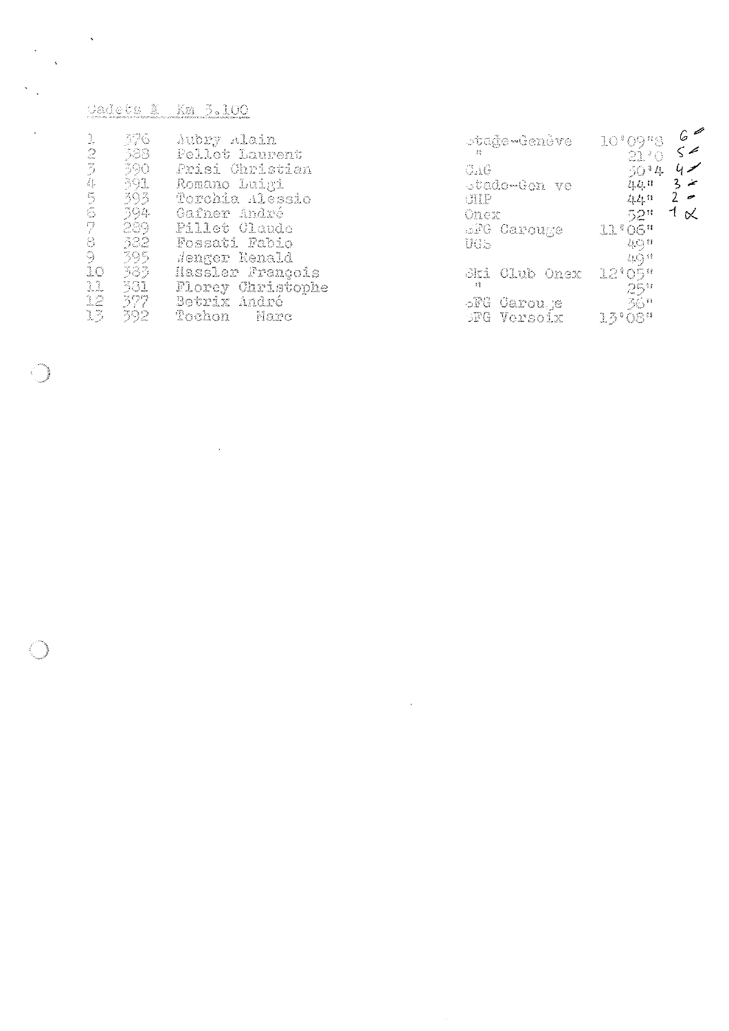Cadets A Km 3.100

| | | | | | |
|---|---|---|---|---|---|
| 1 | 376 | Aubry Alain | Stade-Genève | 10'09"8 | 6 |
| 2 | 388 | Pellet Laurent | " | 21'0 | 5 |
| 3 | 390 | Frisi Christian | CAG | 30'4 | 4 |
| 4 | 391 | Romano Luigi | Stade-Genève | 44" | 3 |
| 5 | 393 | Torchia Alessio | CHP | 44" | 2 |
| 6 | 394 | Gafner André | Onex | 52" | 1 |
| 7 | 289 | Pillet Claude | SFG Carouge | 11'06" | |
| 8 | 382 | Fossati Fabio | UGS | 49" | |
| 9 | 395 | Wenger Renald | | 49" | |
| 10 | 383 | Hassler François | Ski Club Onex | 12'05" | |
| 11 | 381 | Florey Christophe | " | 25" | |
| 12 | 377 | Betrix André | SFG Carouge | 36" | |
| 13 | 392 | Tochon Marc | SFG Versoix | 13'08" | |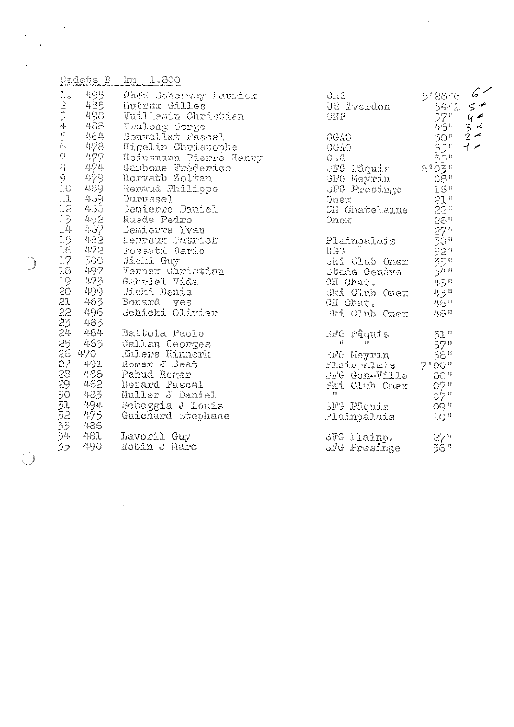Cadets B km 1.800

| Rang | No | Nom | Club | Temps | |
|---|---|---|---|---|---|
| 1. | 495 | ~~Gkéf~~ Scherwey Patrick | C.A.G | 5'28"6 | 6 |
| 2 | 485 | Mutrux Gilles | US Yverdon | 34"2 | 5 |
| 3 | 498 | Vuillemin Christian | CHP | 37" | 4 |
| 4 | 488 | Pralong Serge | | 46" | 3 |
| 5 | 464 | Bonvallat Pascal | CGAO | 50" | 2 |
| 6 | 478 | Higelin Christophe | CGAO | 53" | 1 |
| 7 | 477 | Heinzmann Pierre Henry | C.A.G | 55" | |
| 8 | 474 | Gambone Frédérico | SFG Pâquis | 6'03" | |
| 9 | 479 | Horvath Zoltan | SFG Meyrin | 08" | |
| 10 | 489 | Renaud Philippe | SFG Presinge | 16" | |
| 11 | 469 | Durussel | Onex | 21" | |
| 12 | 466 | Demierre Daniel | CH Chatelaine | 22" | |
| 13 | 492 | Rueda Pedro | Onex | 26" | |
| 14 | 467 | Demierre Yvan | | 27" | |
| 15 | 482 | Lerroux Patrick | Plainpalais | 30" | |
| 16 | 472 | Fossati Dario | UGS | 32" | |
| 17 | 500 | Wicki Guy | Ski Club Onex | 33" | |
| 18 | 497 | Vernex Christian | Stade Genève | 34" | |
| 19 | 473 | Gabriel Vida | CH Chat. | 45" | |
| 20 | 499 | Wicki Denis | Ski Club Onex | 45" | |
| 21 | 463 | Bonard Yves | CH Chat. | 46" | |
| 22 | 496 | Schicki Olivier | Ski Club Onex | 46" | |
| 23 | 485 | | | | |
| 24 | 484 | Battola Paolo | SFG Pâquis | 51" | |
| 25 | 465 | Callau Georges | " " | 57" | |
| 26 | 470 | Ehlers Hinnerk | SFG Meyrin | 58" | |
| 27 | 491 | Romer J Beat | Plainpalais | 7'00" | |
| 28 | 486 | Pahud Roger | SFG Gen-Ville | 00" | |
| 29 | 462 | Berard Pascal | Ski Club Onex | 07" | |
| 30 | 483 | Muller J Daniel | " | 07" | |
| 31 | 494 | Scheggia J Louis | SFG Pâquis | 09" | |
| 32 | 475 | Guichard Stephane | Plainpalais | 10" | |
| 33 | 486 | | | | |
| 34 | 481 | Lavoril Guy | SFG Plainp. | 27" | |
| 35 | 490 | Robin J Marc | SFG Presinge | 36" | |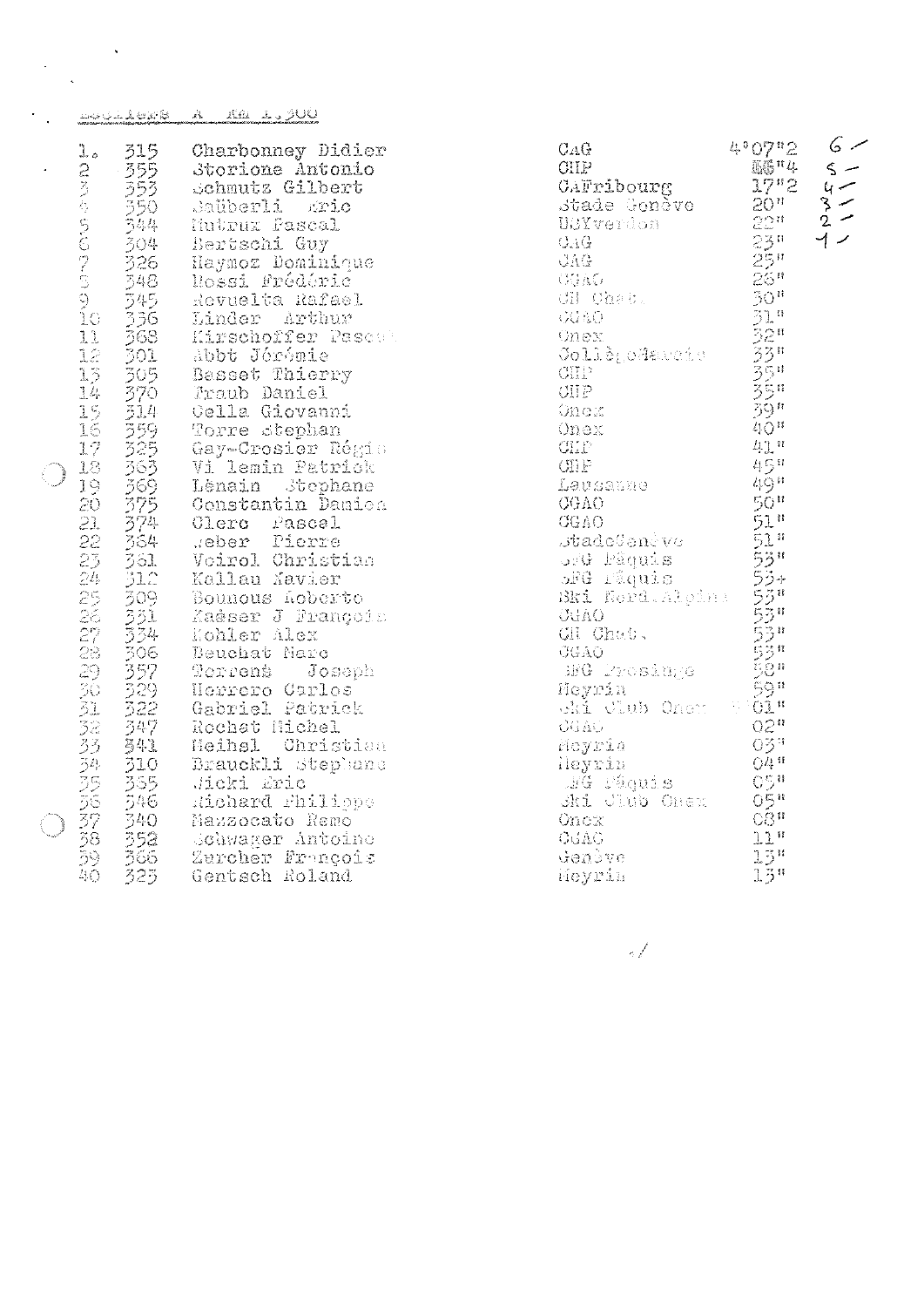Ecoliers A km 1.300

| | | | | | |
|---|---|---|---|---|---|
| 1. | 315 | Charbonney Didier | CaG | 4'07"2 | 6 |
| 2 | 355 | Storione Antonio | CHP | 66"4 | 5 |
| 3 | 353 | Schmutz Gilbert | CAFribourg | 17"2 | 4 |
| 4 | 350 | Saüberli Eric | Stade Genève | 20" | 3 |
| 5 | 344 | Mutrux Pascal | USYverdon | 22" | 2 |
| 6 | 304 | Bertschi Guy | CaG | 23" | 1 |
| 7 | 326 | Haymoz Dominique | CAG | 25" | |
| 8 | 348 | Rossi Frédéric | CGAC | 26" | |
| 9 | 345 | Revuelta Rafael | CH Chat. | 30" | |
| 10 | 356 | Linder Arthur | CGAO | 31" | |
| 11 | 368 | Kirschoffer Pascal | Onex | 32" | |
| 12 | 301 | Abbt Jérémie | Collège Saussure | 33" | |
| 13 | 305 | Basset Thierry | CHP | 35" | |
| 14 | 370 | Fraub Daniel | CHP | 35" | |
| 15 | 314 | Cella Giovanni | Onex | 39" | |
| 16 | 359 | Torre Stephan | Onex | 40" | |
| 17 | 325 | Gay-Crosier Régis | CHP | 41" | |
| 18 | 363 | Vi lemin Patrick | CHP | 45" | |
| 19 | 369 | Lènain Stephane | Lausanne | 49" | |
| 20 | 375 | Constantin Damien | CGAO | 50" | |
| 21 | 374 | Clerc Pascal | CGAO | 51" | |
| 22 | 364 | Weber Pierre | StadeGenève | 51" | |
| 23 | 361 | Voirol Christian | SFG Pâquis | 53" | |
| 24 | 312 | Kellau Xavier | SFG Pâquis | 53+ | |
| 25 | 309 | Bounous Roberto | Ski Nord.Alpina | 53" | |
| 26 | 331 | Kaeser J François | CGAO | 53" | |
| 27 | 334 | Kohler Alex | CH Chat. | 53" | |
| 28 | 306 | Beuchat Marc | CGAO | 53" | |
| 29 | 357 | Torrent Joseph | SFG Presinge | 58" | |
| 30 | 329 | Herrero Carlos | Meyrin | 59" | |
| 31 | 322 | Gabriel Patrick | Ski Club Onex | 5'01" | |
| 32 | 347 | Rochat Michel | CGAO | 02" | |
| 33 | 341 | Meihsl Christian | Meyrin | 03" | |
| 34 | 310 | Brauckli Stephane | Meyrin | 04" | |
| 35 | 365 | Wicki Eric | SFG Pâquis | 05" | |
| 36 | 346 | Richard Philippe | Ski Club Onex | 05" | |
| 37 | 340 | Mazzocato Remo | Onex | 08" | |
| 38 | 352 | Schwager Antoine | CGAO | 11" | |
| 39 | 366 | Zurcher François | Genève | 13" | |
| 40 | 323 | Gentsch Roland | Meyrin | 13" | |

./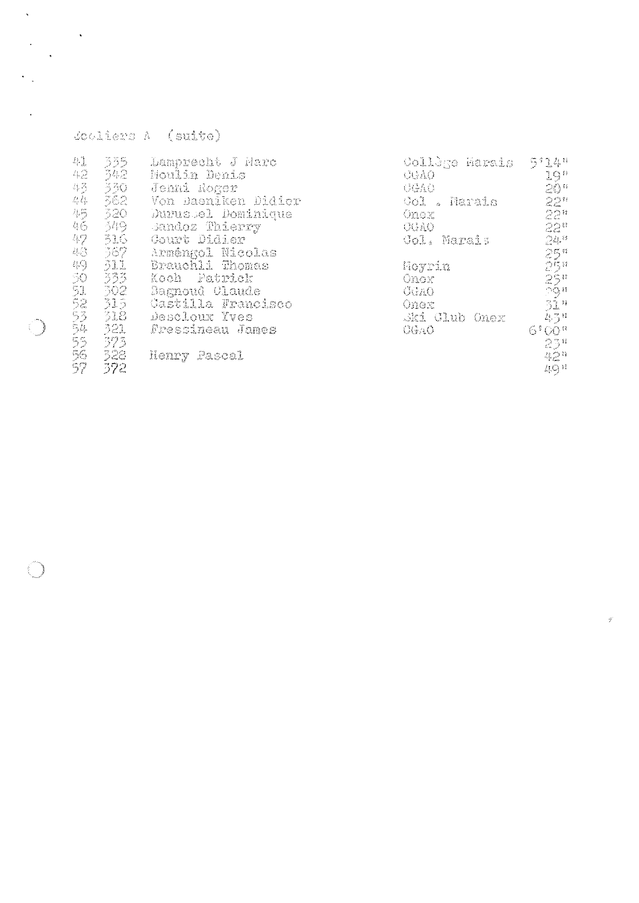Ecoliers A (suite)

| | | | | |
|---|---|---|---|---|
| 41 | 335 | Lamprecht J Marc | Collège Marais | 5'14" |
| 42 | 342 | Moulin Denis | CGAO | 19" |
| 43 | 330 | Jenni Roger | CGAO | 20" |
| 44 | 362 | Von Daeniken Didier | Col . Marais | 22" |
| 45 | 320 | Durussel Dominique | Onex | 22" |
| 46 | 349 | Sandoz Thierry | CGAO | 22" |
| 47 | 316 | Court Didier | Col. Marais | 24" |
| 48 | 367 | Arméngol Nicolas | | 25" |
| 49 | 311 | Brauchli Thomas | Meyrin | 25" |
| 50 | 333 | Koch Patrick | Onex | 25" |
| 51 | 302 | Bagnoud Claude | CGAO | 29" |
| 52 | 315 | Castilla Francisco | Onex | 31" |
| 53 | 318 | Descloux Yves | Ski Club Onex | 43" |
| 54 | 321 | Fressineau James | CGAO | 6'00" |
| 55 | 373 | | | 23" |
| 56 | 328 | Henry Pascal | | 42" |
| 57 | 372 | | | 49" |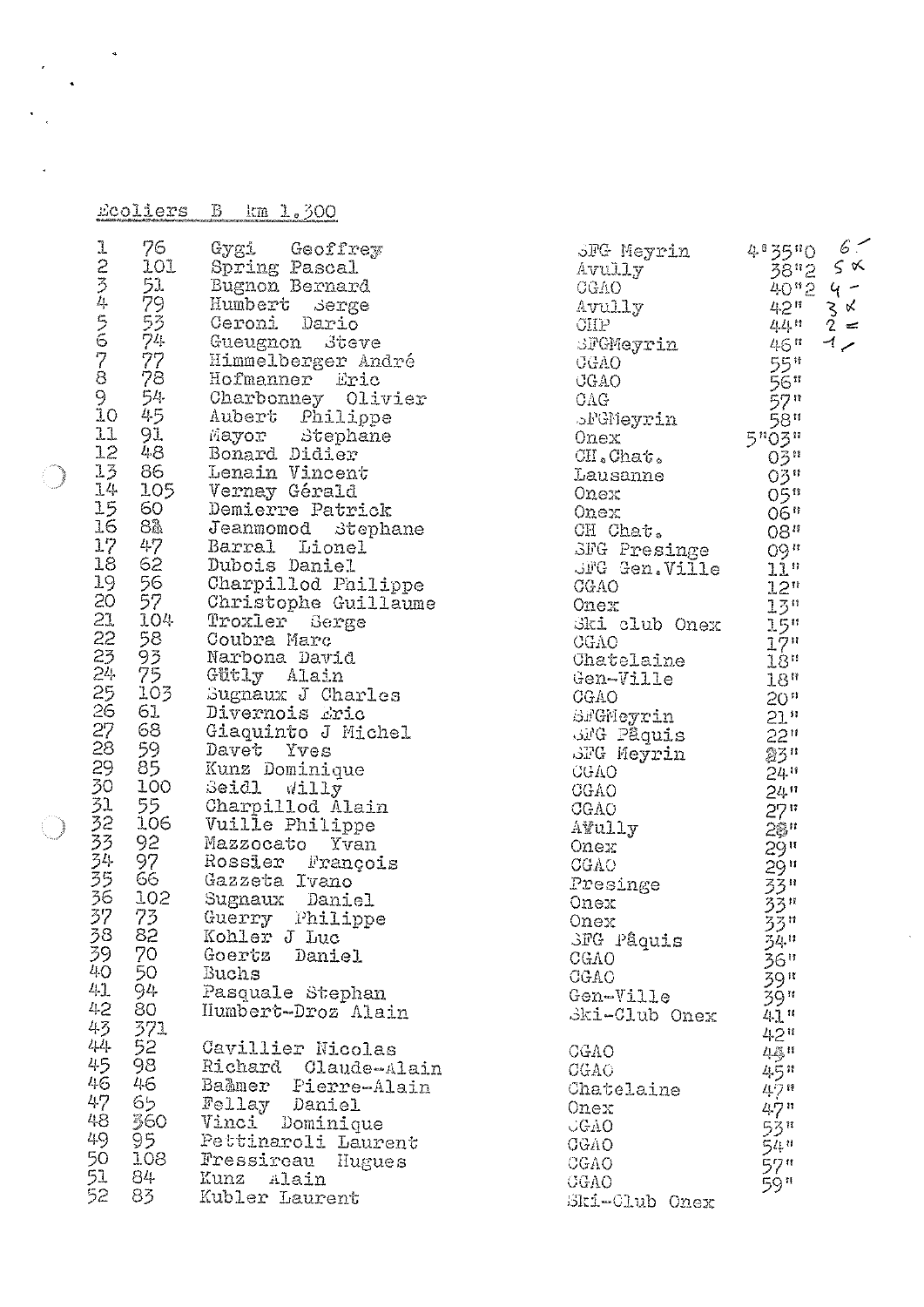Ecoliers B km 1.300

| | | | | | |
|---|---|---|---|---|---|
| 1 | 76 | Gygi Geoffrey | SFG Meyrin | 4'35"0 | 6 ✓ |
| 2 | 101 | Spring Pascal | Avully | 38"2 | 5 ∝ |
| 3 | 51 | Bugnon Bernard | CGAO | 40"2 | 4 – |
| 4 | 79 | Humbert Serge | Avully | 42" | 3 ∝ |
| 5 | 53 | Ceroni Dario | CHP | 44" | 2 = |
| 6 | 74 | Gueugnon Steve | SFGMeyrin | 46" | 1 ✓ |
| 7 | 77 | Himmelberger André | CGAO | 55" | |
| 8 | 78 | Hofmanner Eric | CGAO | 56" | |
| 9 | 54 | Charbonney Olivier | CAG | 57" | |
| 10 | 45 | Aubert Philippe | SFGMeyrin | 58" | |
| 11 | 91 | Mayor Stephane | Onex | 5"03" | |
| 12 | 48 | Bonard Didier | CH.Chat. | 03" | |
| 13 | 86 | Lenain Vincent | Lausanne | 03" | |
| 14 | 105 | Verney Gérald | Onex | 05" | |
| 15 | 60 | Demierre Patrick | Onex | 06" | |
| 16 | 8å | Jeanmomod Stephane | CH Chat. | 08" | |
| 17 | 47 | Barral Lionel | SFG Presinge | 09" | |
| 18 | 62 | Dubois Daniel | SFG Gen.Ville | 11" | |
| 19 | 56 | Charpillod Philippe | CGAO | 12" | |
| 20 | 57 | Christophe Guillaume | Onex | 13" | |
| 21 | 104 | Troxler Serge | Ski club Onex | 15" | |
| 22 | 58 | Coubra Marc | CGAO | 17" | |
| 23 | 93 | Narbona David | Chatelaine | 18" | |
| 24 | 75 | Gütly Alain | Gen-Ville | 18" | |
| 25 | 103 | Sugnaux J Charles | CGAO | 20" | |
| 26 | 61 | Divernois Eric | SFGMeyrin | 21" | |
| 27 | 68 | Giaquinto J Michel | SFG Pâquis | 22" | |
| 28 | 59 | Davet Yves | SFG Meyrin | 23" | |
| 29 | 85 | Kunz Dominique | CGAO | 24" | |
| 30 | 100 | Seidl Willy | CGAO | 24" | |
| 31 | 55 | Charpillod Alain | CGAO | 27" | |
| 32 | 106 | Vuille Philippe | AVully | 28" | |
| 33 | 92 | Mazzocato Yvan | Onex | 29" | |
| 34 | 97 | Rossier François | CGAO | 29" | |
| 35 | 66 | Gazzeta Ivano | Presinge | 33" | |
| 36 | 102 | Sugnaux Daniel | Onex | 33" | |
| 37 | 73 | Guerry Philippe | Onex | 33" | |
| 38 | 82 | Kohler J Luc | SFG Pâquis | 34" | |
| 39 | 70 | Goertz Daniel | CGAO | 36" | |
| 40 | 50 | Buchs | CGAO | 39" | |
| 41 | 94 | Pasquale Stephan | Gen-Ville | 39" | |
| 42 | 80 | Humbert-Droz Alain | Ski-Club Onex | 41" | |
| 43 | 371 | | | 42" | |
| 44 | 52 | Cavillier Nicolas | CGAO | 43" | |
| 45 | 98 | Richard Claude-Alain | CGAO | 45" | |
| 46 | 46 | Bammer Pierre-Alain | Chatelaine | 47" | |
| 47 | 65 | Fellay Daniel | Onex | 47" | |
| 48 | 360 | Vinci Dominique | CGAO | 53" | |
| 49 | 95 | Pettinaroli Laurent | CGAO | 54" | |
| 50 | 108 | Fressireau Hugues | CGAO | 57" | |
| 51 | 84 | Kunz Alain | CGAO | 59" | |
| 52 | 83 | Kubler Laurent | Ski-Club Onex | | |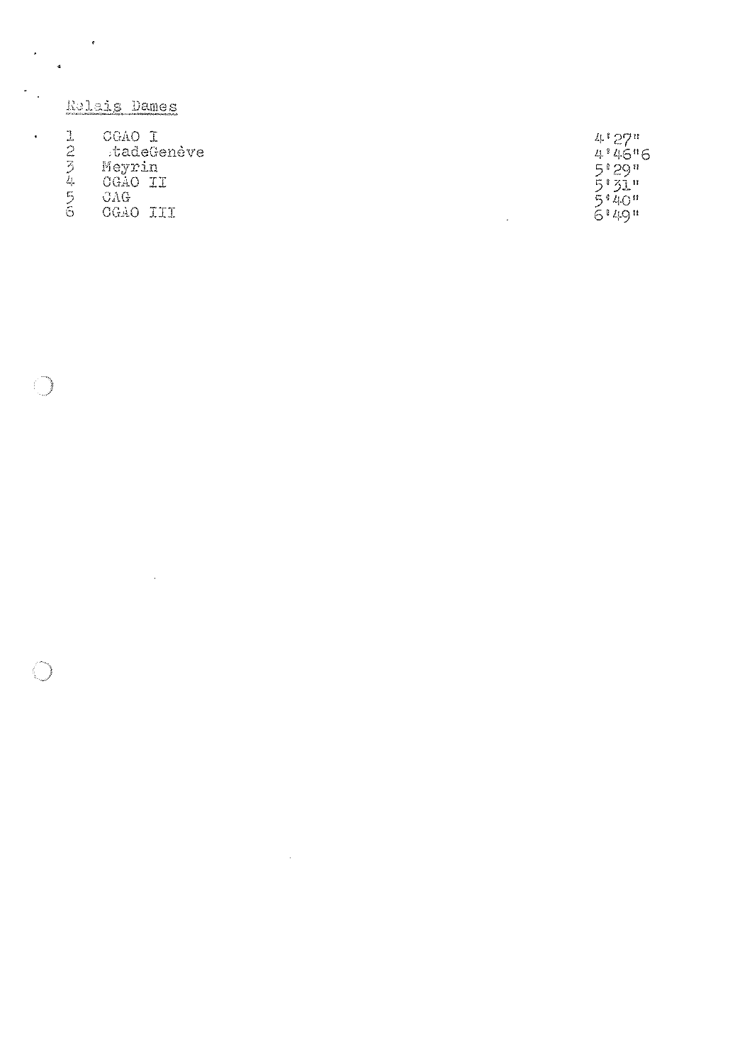## Relais Dames

| | | |
|---|---|---|
| 1 | CGAO I | 4'27" |
| 2 | StadeGenève | 4'46"6 |
| 3 | Meyrin | 5'29" |
| 4 | CGAO II | 5'31" |
| 5 | CAG | 5'40" |
| 6 | CGAO III | 6'49" |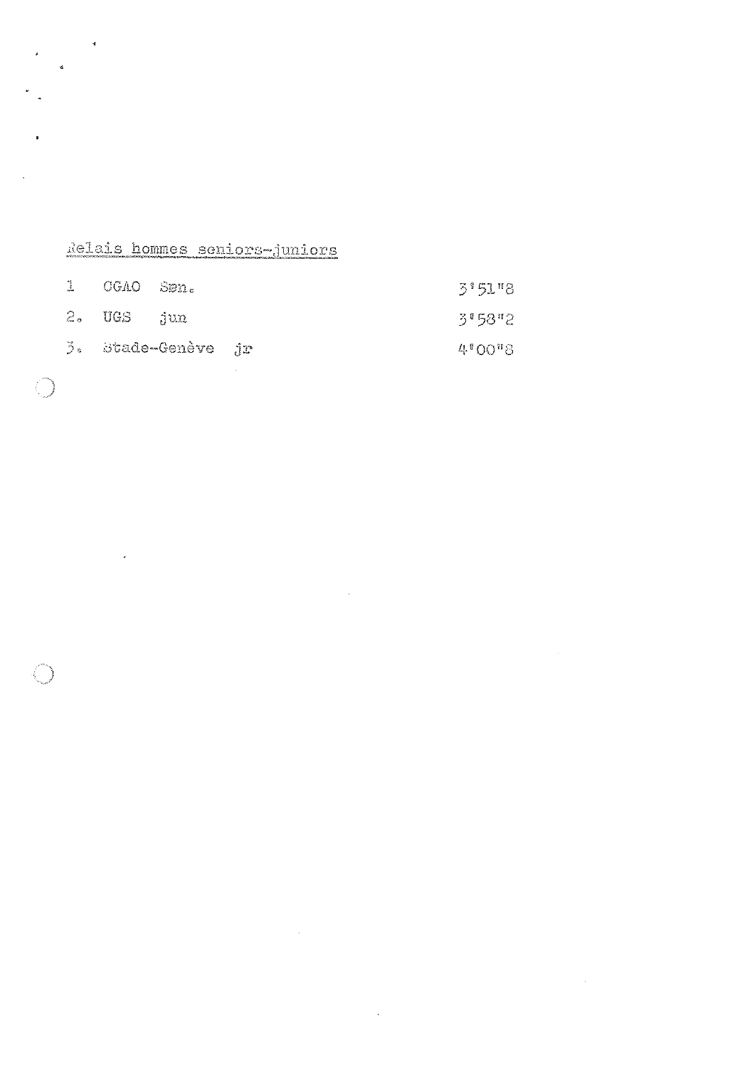Relais hommes seniors-juniors

| | | |
|---|---|---|
| 1 | CGAO Sen. | 3'51"8 |
| 2. | UGS jun | 3'58"2 |
| 3. | Stade-Genève jr | 4'00"8 |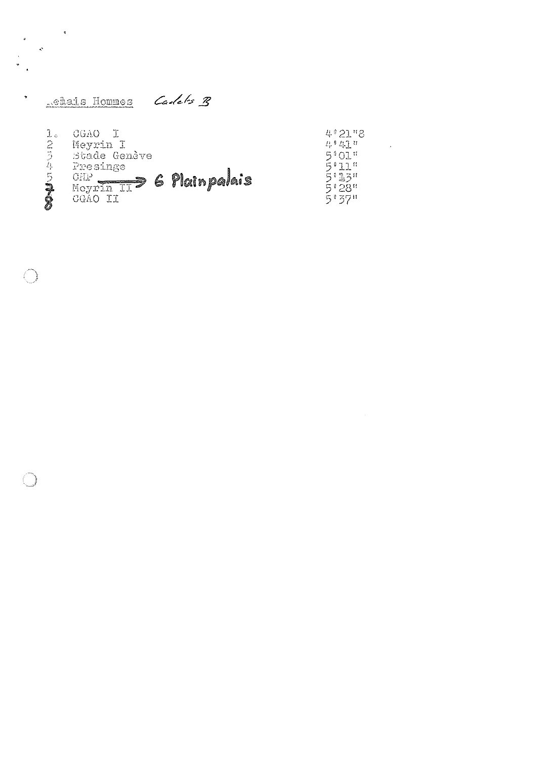Relais Hommes *Cadets B*

| | | |
|---|---|---|
| 1. | CGAO I | 4'21"8 |
| 2 | Meyrin I | 4'41" |
| 3 | Stade Genève | 5'01" |
| 4 | Presinge | 5'11" |
| 5 | CHP → 6 Plainpalais | 5'13" |
| 7 | Meyrin II | 5'28" |
| 8 | CGAO II | 5'37" |